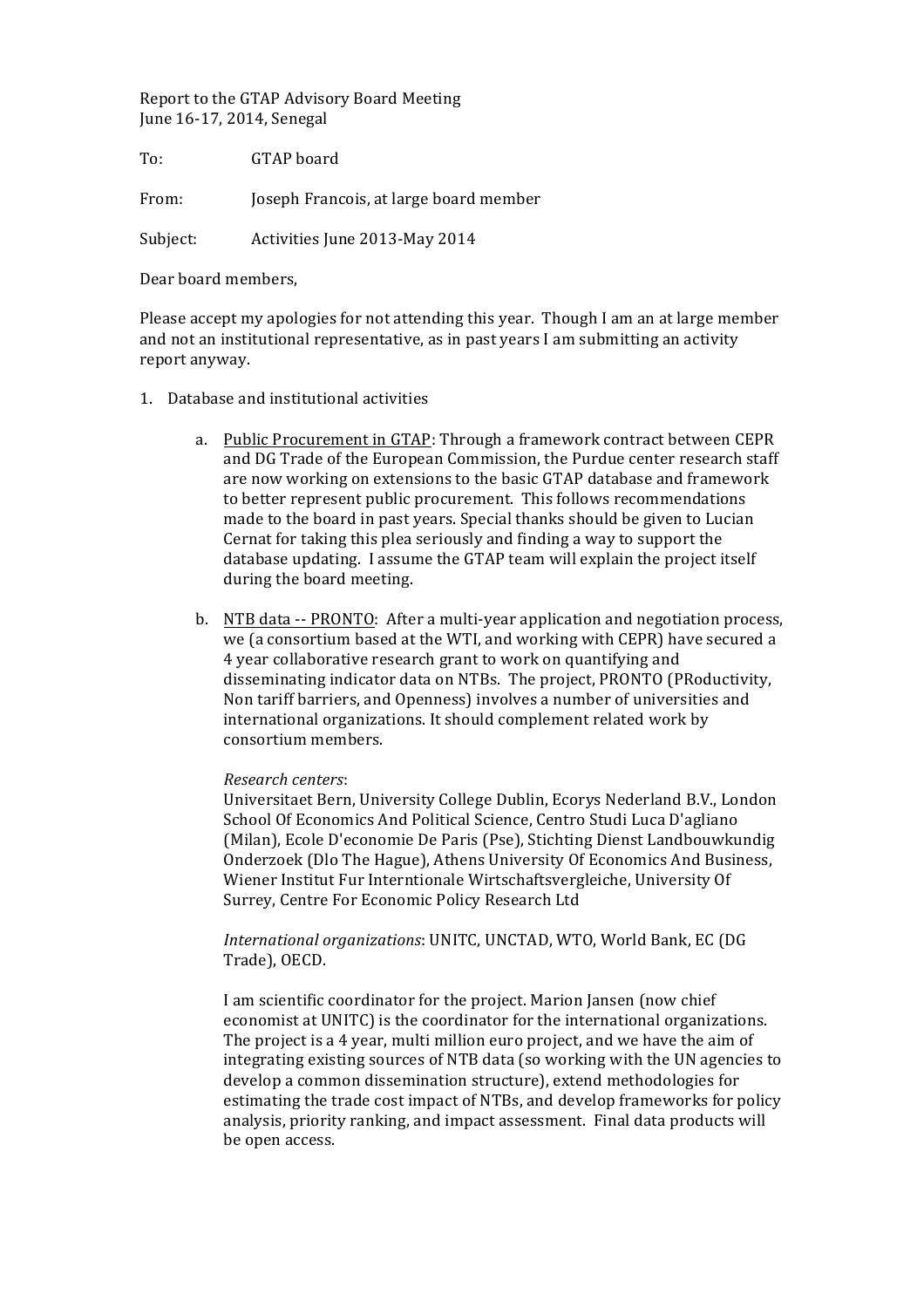Report to the GTAP Advisory Board Meeting
June 16-17, 2014, Senegal

To: GTAP board

From: Joseph Francois, at large board member

Subject: Activities June 2013-May 2014

Dear board members,

Please accept my apologies for not attending this year. Though I am an at large member and not an institutional representative, as in past years I am submitting an activity report anyway.

1. Database and institutional activities

   a. Public Procurement in GTAP: Through a framework contract between CEPR and DG Trade of the European Commission, the Purdue center research staff are now working on extensions to the basic GTAP database and framework to better represent public procurement. This follows recommendations made to the board in past years. Special thanks should be given to Lucian Cernat for taking this plea seriously and finding a way to support the database updating. I assume the GTAP team will explain the project itself during the board meeting.

   b. NTB data -- PRONTO: After a multi-year application and negotiation process, we (a consortium based at the WTI, and working with CEPR) have secured a 4 year collaborative research grant to work on quantifying and disseminating indicator data on NTBs. The project, PRONTO (PRoductivity, Non tariff barriers, and Openness) involves a number of universities and international organizations. It should complement related work by consortium members.

      *Research centers*:
      Universitaet Bern, University College Dublin, Ecorys Nederland B.V., London School Of Economics And Political Science, Centro Studi Luca D'agliano (Milan), Ecole D'economie De Paris (Pse), Stichting Dienst Landbouwkundig Onderzoek (Dlo The Hague), Athens University Of Economics And Business, Wiener Institut Fur Interntionale Wirtschaftsvergleiche, University Of Surrey, Centre For Economic Policy Research Ltd

      *International organizations*: UNITC, UNCTAD, WTO, World Bank, EC (DG Trade), OECD.

      I am scientific coordinator for the project. Marion Jansen (now chief economist at UNITC) is the coordinator for the international organizations. The project is a 4 year, multi million euro project, and we have the aim of integrating existing sources of NTB data (so working with the UN agencies to develop a common dissemination structure), extend methodologies for estimating the trade cost impact of NTBs, and develop frameworks for policy analysis, priority ranking, and impact assessment. Final data products will be open access.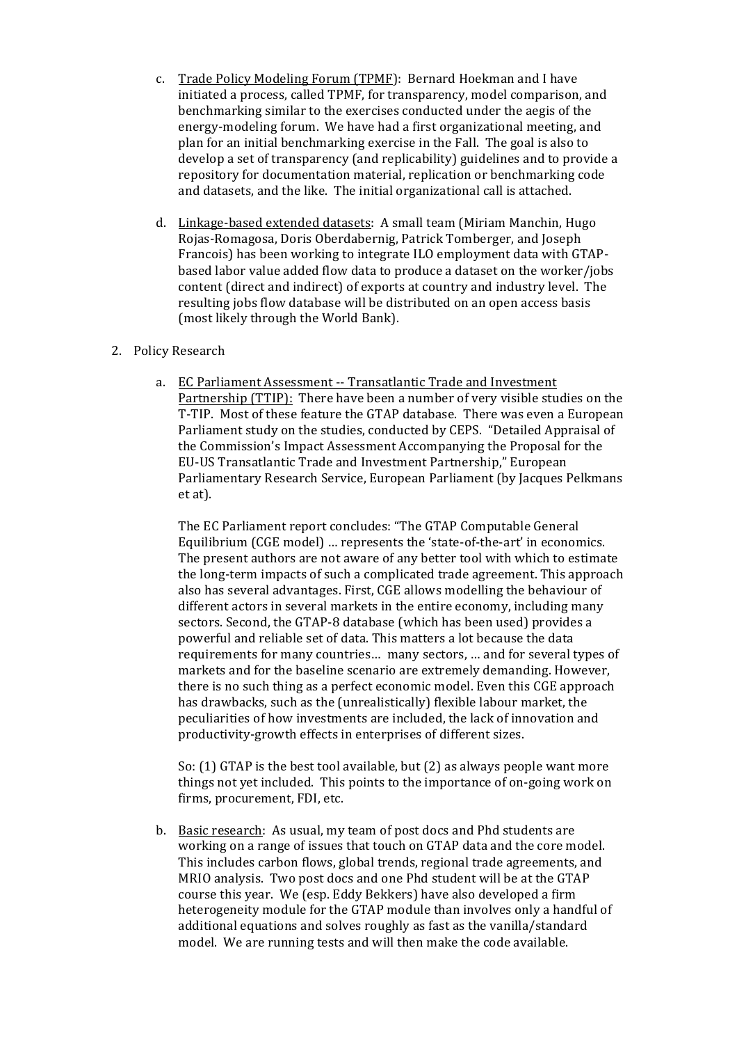c. Trade Policy Modeling Forum (TPMF): Bernard Hoekman and I have initiated a process, called TPMF, for transparency, model comparison, and benchmarking similar to the exercises conducted under the aegis of the energy-modeling forum. We have had a first organizational meeting, and plan for an initial benchmarking exercise in the Fall. The goal is also to develop a set of transparency (and replicability) guidelines and to provide a repository for documentation material, replication or benchmarking code and datasets, and the like. The initial organizational call is attached.

d. Linkage-based extended datasets: A small team (Miriam Manchin, Hugo Rojas-Romagosa, Doris Oberdabernig, Patrick Tomberger, and Joseph Francois) has been working to integrate ILO employment data with GTAP-based labor value added flow data to produce a dataset on the worker/jobs content (direct and indirect) of exports at country and industry level. The resulting jobs flow database will be distributed on an open access basis (most likely through the World Bank).

2. Policy Research

a. EC Parliament Assessment -- Transatlantic Trade and Investment Partnership (TTIP): There have been a number of very visible studies on the T-TIP. Most of these feature the GTAP database. There was even a European Parliament study on the studies, conducted by CEPS. "Detailed Appraisal of the Commission's Impact Assessment Accompanying the Proposal for the EU-US Transatlantic Trade and Investment Partnership," European Parliamentary Research Service, European Parliament (by Jacques Pelkmans et at).

The EC Parliament report concludes: "The GTAP Computable General Equilibrium (CGE model) … represents the 'state-of-the-art' in economics. The present authors are not aware of any better tool with which to estimate the long-term impacts of such a complicated trade agreement. This approach also has several advantages. First, CGE allows modelling the behaviour of different actors in several markets in the entire economy, including many sectors. Second, the GTAP-8 database (which has been used) provides a powerful and reliable set of data. This matters a lot because the data requirements for many countries… many sectors, … and for several types of markets and for the baseline scenario are extremely demanding. However, there is no such thing as a perfect economic model. Even this CGE approach has drawbacks, such as the (unrealistically) flexible labour market, the peculiarities of how investments are included, the lack of innovation and productivity-growth effects in enterprises of different sizes.

So: (1) GTAP is the best tool available, but (2) as always people want more things not yet included. This points to the importance of on-going work on firms, procurement, FDI, etc.

b. Basic research: As usual, my team of post docs and Phd students are working on a range of issues that touch on GTAP data and the core model. This includes carbon flows, global trends, regional trade agreements, and MRIO analysis. Two post docs and one Phd student will be at the GTAP course this year. We (esp. Eddy Bekkers) have also developed a firm heterogeneity module for the GTAP module than involves only a handful of additional equations and solves roughly as fast as the vanilla/standard model. We are running tests and will then make the code available.